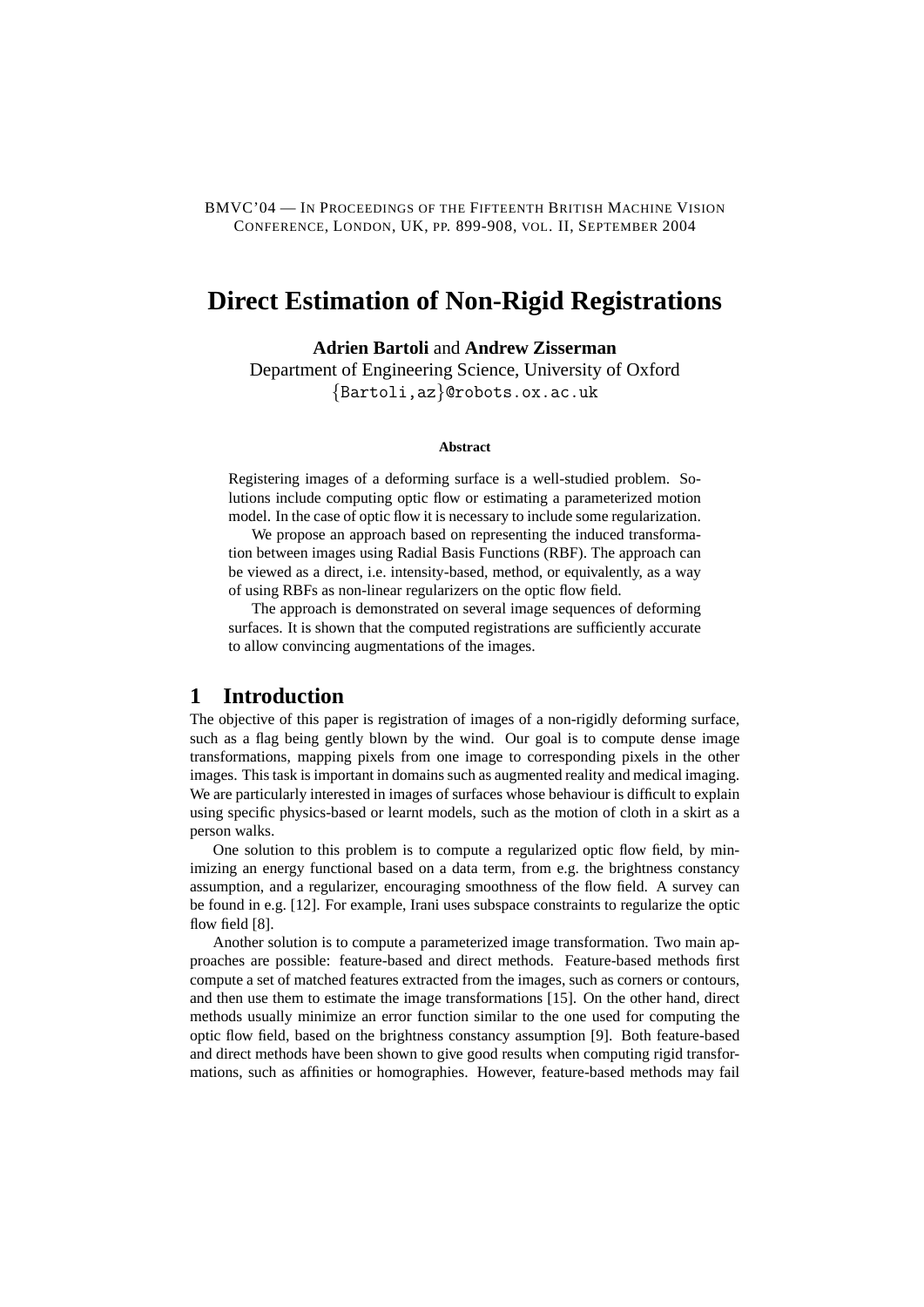BMVC'04 — IN PROCEEDINGS OF THE FIFTEENTH BRITISH MACHINE VISION CONFERENCE, LONDON, UK, PP. 899-908, VOL. II, SEPTEMBER 2004

# Direct Estimation of Non-Rigid Registrations

**Adrien Bartoli** and **Andrew Zisserman**
Department of Engineering Science, University of Oxford
{Bartoli,az}@robots.ox.ac.uk

**Abstract**

Registering images of a deforming surface is a well-studied problem. Solutions include computing optic flow or estimating a parameterized motion model. In the case of optic flow it is necessary to include some regularization.

We propose an approach based on representing the induced transformation between images using Radial Basis Functions (RBF). The approach can be viewed as a direct, i.e. intensity-based, method, or equivalently, as a way of using RBFs as non-linear regularizers on the optic flow field.

The approach is demonstrated on several image sequences of deforming surfaces. It is shown that the computed registrations are sufficiently accurate to allow convincing augmentations of the images.

## 1 Introduction

The objective of this paper is registration of images of a non-rigidly deforming surface, such as a flag being gently blown by the wind. Our goal is to compute dense image transformations, mapping pixels from one image to corresponding pixels in the other images. This task is important in domains such as augmented reality and medical imaging. We are particularly interested in images of surfaces whose behaviour is difficult to explain using specific physics-based or learnt models, such as the motion of cloth in a skirt as a person walks.

One solution to this problem is to compute a regularized optic flow field, by minimizing an energy functional based on a data term, from e.g. the brightness constancy assumption, and a regularizer, encouraging smoothness of the flow field. A survey can be found in e.g. [12]. For example, Irani uses subspace constraints to regularize the optic flow field [8].

Another solution is to compute a parameterized image transformation. Two main approaches are possible: feature-based and direct methods. Feature-based methods first compute a set of matched features extracted from the images, such as corners or contours, and then use them to estimate the image transformations [15]. On the other hand, direct methods usually minimize an error function similar to the one used for computing the optic flow field, based on the brightness constancy assumption [9]. Both feature-based and direct methods have been shown to give good results when computing rigid transformations, such as affinities or homographies. However, feature-based methods may fail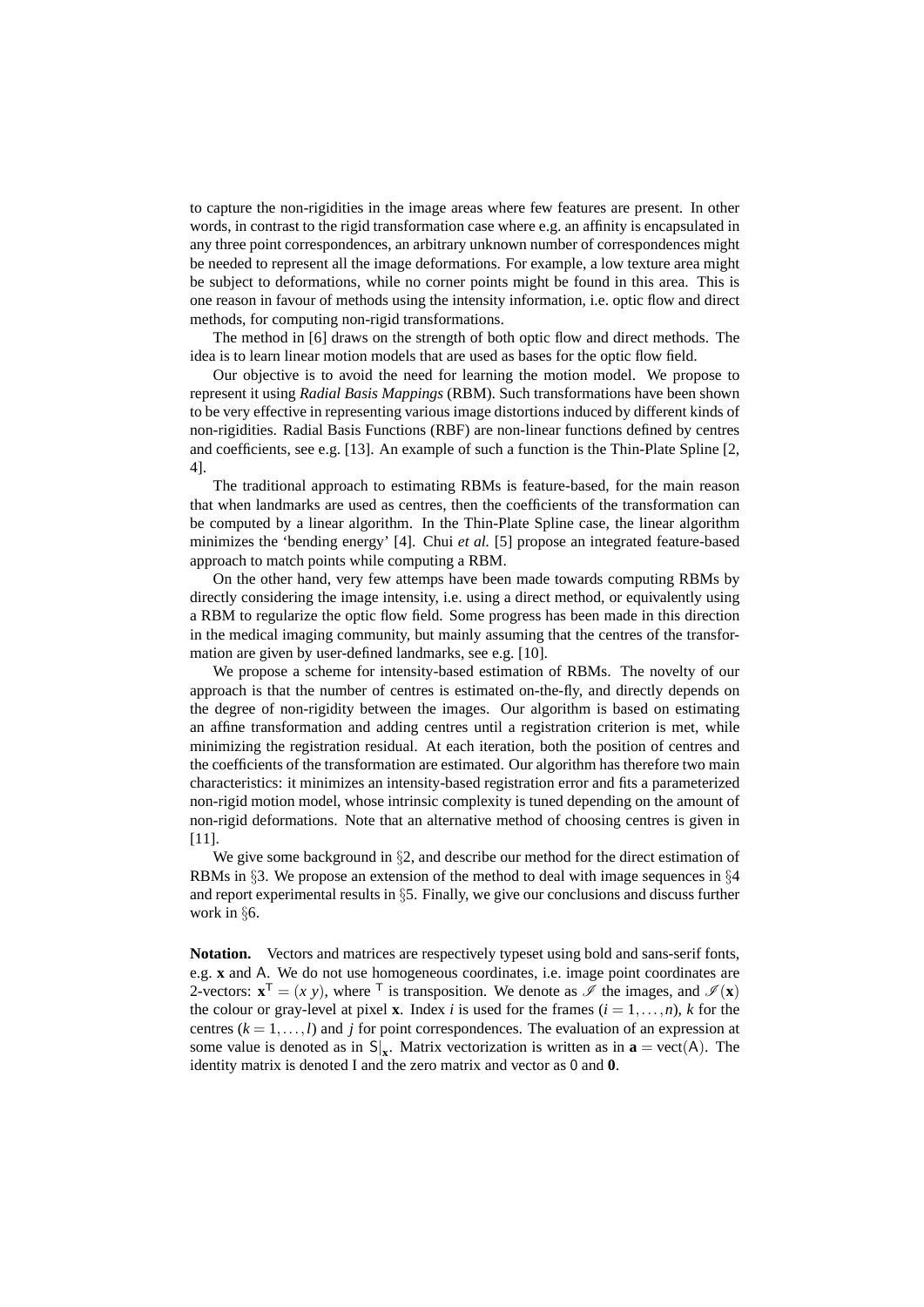to capture the non-rigidities in the image areas where few features are present. In other words, in contrast to the rigid transformation case where e.g. an affinity is encapsulated in any three point correspondences, an arbitrary unknown number of correspondences might be needed to represent all the image deformations. For example, a low texture area might be subject to deformations, while no corner points might be found in this area. This is one reason in favour of methods using the intensity information, i.e. optic flow and direct methods, for computing non-rigid transformations.

The method in [6] draws on the strength of both optic flow and direct methods. The idea is to learn linear motion models that are used as bases for the optic flow field.

Our objective is to avoid the need for learning the motion model. We propose to represent it using *Radial Basis Mappings* (RBM). Such transformations have been shown to be very effective in representing various image distortions induced by different kinds of non-rigidities. Radial Basis Functions (RBF) are non-linear functions defined by centres and coefficients, see e.g. [13]. An example of such a function is the Thin-Plate Spline [2, 4].

The traditional approach to estimating RBMs is feature-based, for the main reason that when landmarks are used as centres, then the coefficients of the transformation can be computed by a linear algorithm. In the Thin-Plate Spline case, the linear algorithm minimizes the 'bending energy' [4]. Chui *et al.* [5] propose an integrated feature-based approach to match points while computing a RBM.

On the other hand, very few attemps have been made towards computing RBMs by directly considering the image intensity, i.e. using a direct method, or equivalently using a RBM to regularize the optic flow field. Some progress has been made in this direction in the medical imaging community, but mainly assuming that the centres of the transformation are given by user-defined landmarks, see e.g. [10].

We propose a scheme for intensity-based estimation of RBMs. The novelty of our approach is that the number of centres is estimated on-the-fly, and directly depends on the degree of non-rigidity between the images. Our algorithm is based on estimating an affine transformation and adding centres until a registration criterion is met, while minimizing the registration residual. At each iteration, both the position of centres and the coefficients of the transformation are estimated. Our algorithm has therefore two main characteristics: it minimizes an intensity-based registration error and fits a parameterized non-rigid motion model, whose intrinsic complexity is tuned depending on the amount of non-rigid deformations. Note that an alternative method of choosing centres is given in [11].

We give some background in §2, and describe our method for the direct estimation of RBMs in §3. We propose an extension of the method to deal with image sequences in §4 and report experimental results in §5. Finally, we give our conclusions and discuss further work in §6.

**Notation.** Vectors and matrices are respectively typeset using bold and sans-serif fonts, e.g. $\mathbf{x}$ and $\mathsf{A}$. We do not use homogeneous coordinates, i.e. image point coordinates are 2-vectors: $\mathbf{x}^{\mathsf{T}} = (x\ y)$, where $^{\mathsf{T}}$ is transposition. We denote as $\mathscr{I}$ the images, and $\mathscr{I}(\mathbf{x})$ the colour or gray-level at pixel $\mathbf{x}$. Index $i$ is used for the frames ($i = 1,\ldots,n$), $k$ for the centres ($k = 1,\ldots,l$) and $j$ for point correspondences. The evaluation of an expression at some value is denoted as in $\mathsf{S}|_{\mathbf{x}}$. Matrix vectorization is written as in $\mathbf{a} = \mathrm{vect}(\mathsf{A})$. The identity matrix is denoted $\mathsf{I}$ and the zero matrix and vector as $\mathsf{0}$ and $\mathbf{0}$.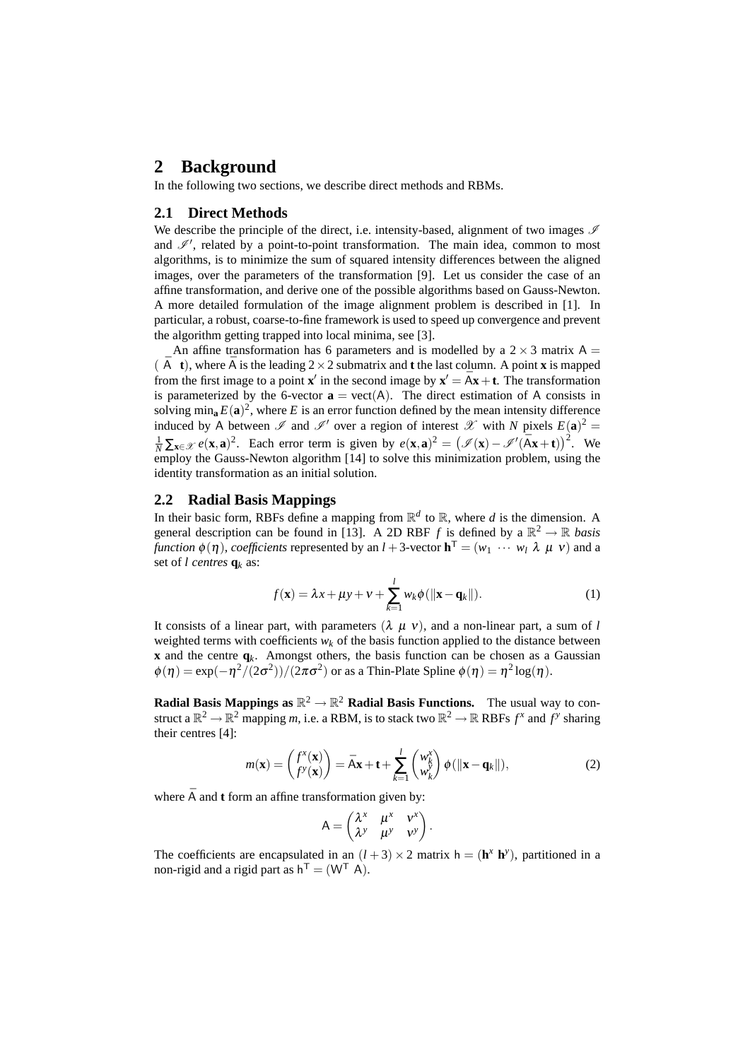# 2 Background

In the following two sections, we describe direct methods and RBMs.

## 2.1 Direct Methods

We describe the principle of the direct, i.e. intensity-based, alignment of two images $\mathscr{I}$ and $\mathscr{I}'$, related by a point-to-point transformation. The main idea, common to most algorithms, is to minimize the sum of squared intensity differences between the aligned images, over the parameters of the transformation [9]. Let us consider the case of an affine transformation, and derive one of the possible algorithms based on Gauss-Newton. A more detailed formulation of the image alignment problem is described in [1]. In particular, a robust, coarse-to-fine framework is used to speed up convergence and prevent the algorithm getting trapped into local minima, see [3].

An affine transformation has 6 parameters and is modelled by a $2 \times 3$ matrix $\mathsf{A} = (\bar{\mathsf{A}} \;\; \mathbf{t})$, where $\bar{\mathsf{A}}$ is the leading $2 \times 2$ submatrix and $\mathbf{t}$ the last column. A point $\mathbf{x}$ is mapped from the first image to a point $\mathbf{x}'$ in the second image by $\mathbf{x}' = \bar{\mathsf{A}}\mathbf{x} + \mathbf{t}$. The transformation is parameterized by the 6-vector $\mathbf{a} = \text{vect}(\mathsf{A})$. The direct estimation of $\mathsf{A}$ consists in solving $\min_{\mathbf{a}} E(\mathbf{a})^2$, where $E$ is an error function defined by the mean intensity difference induced by $\mathsf{A}$ between $\mathscr{I}$ and $\mathscr{I}'$ over a region of interest $\mathscr{X}$ with $N$ pixels $E(\mathbf{a})^2 = \frac{1}{N}\sum_{\mathbf{x}\in\mathscr{X}} e(\mathbf{x},\mathbf{a})^2$. Each error term is given by $e(\mathbf{x},\mathbf{a})^2 = \left(\mathscr{I}(\mathbf{x}) - \mathscr{I}'(\bar{\mathsf{A}}\mathbf{x}+\mathbf{t})\right)^2$. We employ the Gauss-Newton algorithm [14] to solve this minimization problem, using the identity transformation as an initial solution.

## 2.2 Radial Basis Mappings

In their basic form, RBFs define a mapping from $\mathbb{R}^d$ to $\mathbb{R}$, where $d$ is the dimension. A general description can be found in [13]. A 2D RBF $f$ is defined by a $\mathbb{R}^2 \to \mathbb{R}$ *basis function* $\phi(\eta)$, *coefficients* represented by an $l+3$-vector $\mathbf{h}^\mathsf{T} = (w_1 \;\cdots\; w_l \;\lambda\; \mu\; \nu)$ and a set of $l$ *centres* $\mathbf{q}_k$ as:

$$f(\mathbf{x}) = \lambda x + \mu y + \nu + \sum_{k=1}^{l} w_k \phi(\|\mathbf{x} - \mathbf{q}_k\|). \tag{1}$$

It consists of a linear part, with parameters $(\lambda \;\mu\; \nu)$, and a non-linear part, a sum of $l$ weighted terms with coefficients $w_k$ of the basis function applied to the distance between $\mathbf{x}$ and the centre $\mathbf{q}_k$. Amongst others, the basis function can be chosen as a Gaussian $\phi(\eta) = \exp(-\eta^2/(2\sigma^2))/(2\pi\sigma^2)$ or as a Thin-Plate Spline $\phi(\eta) = \eta^2\log(\eta)$.

**Radial Basis Mappings as $\mathbb{R}^2 \to \mathbb{R}^2$ Radial Basis Functions.** The usual way to construct a $\mathbb{R}^2 \to \mathbb{R}^2$ mapping $m$, i.e. a RBM, is to stack two $\mathbb{R}^2 \to \mathbb{R}$ RBFs $f^x$ and $f^y$ sharing their centres [4]:

$$m(\mathbf{x}) = \begin{pmatrix} f^x(\mathbf{x}) \\ f^y(\mathbf{x}) \end{pmatrix} = \bar{\mathsf{A}}\mathbf{x} + \mathbf{t} + \sum_{k=1}^{l} \begin{pmatrix} w_k^x \\ w_k^y \end{pmatrix} \phi(\|\mathbf{x} - \mathbf{q}_k\|), \tag{2}$$

where $\bar{\mathsf{A}}$ and $\mathbf{t}$ form an affine transformation given by:

$$\mathsf{A} = \begin{pmatrix} \lambda^x & \mu^x & \nu^x \\ \lambda^y & \mu^y & \nu^y \end{pmatrix}.$$

The coefficients are encapsulated in an $(l+3) \times 2$ matrix $\mathsf{h} = (\mathbf{h}^x \; \mathbf{h}^y)$, partitioned in a non-rigid and a rigid part as $\mathsf{h}^\mathsf{T} = (\mathsf{W}^\mathsf{T} \;\; \mathsf{A})$.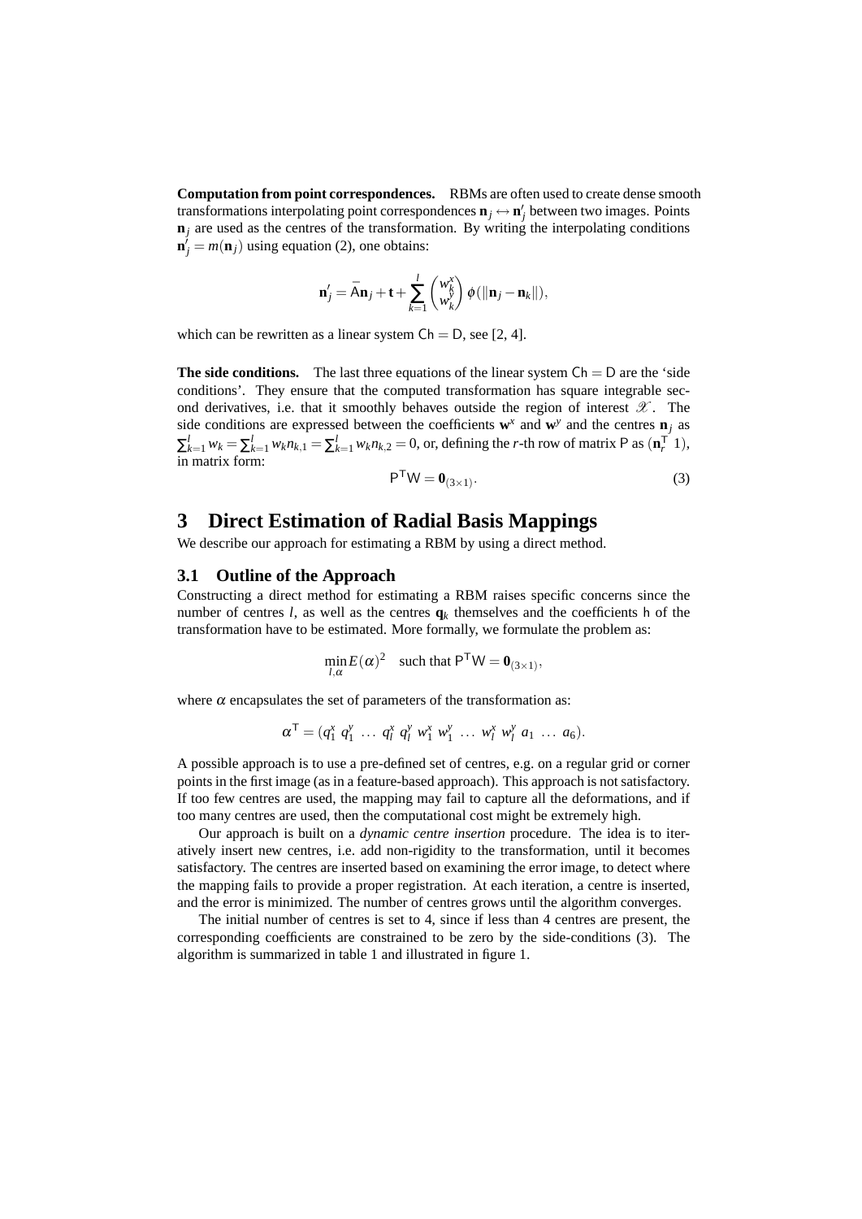**Computation from point correspondences.** RBMs are often used to create dense smooth transformations interpolating point correspondences $\mathbf{n}_j \leftrightarrow \mathbf{n}'_j$ between two images. Points $\mathbf{n}_j$ are used as the centres of the transformation. By writing the interpolating conditions $\mathbf{n}'_j = m(\mathbf{n}_j)$ using equation (2), one obtains:

$$\mathbf{n}'_j = \bar{\mathsf{A}}\mathbf{n}_j + \mathbf{t} + \sum_{k=1}^{l} \begin{pmatrix} w_k^x \\ w_k^y \end{pmatrix} \phi(\|\mathbf{n}_j - \mathbf{n}_k\|),$$

which can be rewritten as a linear system $\mathsf{Ch} = \mathsf{D}$, see [2, 4].

**The side conditions.** The last three equations of the linear system $\mathsf{Ch} = \mathsf{D}$ are the 'side conditions'. They ensure that the computed transformation has square integrable second derivatives, i.e. that it smoothly behaves outside the region of interest $\mathscr{X}$. The side conditions are expressed between the coefficients $\mathbf{w}^x$ and $\mathbf{w}^y$ and the centres $\mathbf{n}_j$ as $\sum_{k=1}^{l} w_k = \sum_{k=1}^{l} w_k n_{k,1} = \sum_{k=1}^{l} w_k n_{k,2} = 0$, or, defining the $r$-th row of matrix $\mathsf{P}$ as $(\mathbf{n}_r^\mathsf{T}\ 1)$, in matrix form:

$$\mathsf{P}^\mathsf{T}\mathsf{W} = \mathbf{0}_{(3\times 1)}. \tag{3}$$

# 3 Direct Estimation of Radial Basis Mappings

We describe our approach for estimating a RBM by using a direct method.

## 3.1 Outline of the Approach

Constructing a direct method for estimating a RBM raises specific concerns since the number of centres $l$, as well as the centres $\mathbf{q}_k$ themselves and the coefficients $\mathsf{h}$ of the transformation have to be estimated. More formally, we formulate the problem as:

$$\min_{l,\alpha} E(\alpha)^2 \quad \text{such that } \mathsf{P}^\mathsf{T}\mathsf{W} = \mathbf{0}_{(3\times 1)},$$

where $\alpha$ encapsulates the set of parameters of the transformation as:

$$\alpha^\mathsf{T} = (q_1^x\ q_1^y\ \ldots\ q_l^x\ q_l^y\ w_1^x\ w_1^y\ \ldots\ w_l^x\ w_l^y\ a_1\ \ldots\ a_6).$$

A possible approach is to use a pre-defined set of centres, e.g. on a regular grid or corner points in the first image (as in a feature-based approach). This approach is not satisfactory. If too few centres are used, the mapping may fail to capture all the deformations, and if too many centres are used, then the computational cost might be extremely high.

Our approach is built on a *dynamic centre insertion* procedure. The idea is to iteratively insert new centres, i.e. add non-rigidity to the transformation, until it becomes satisfactory. The centres are inserted based on examining the error image, to detect where the mapping fails to provide a proper registration. At each iteration, a centre is inserted, and the error is minimized. The number of centres grows until the algorithm converges.

The initial number of centres is set to 4, since if less than 4 centres are present, the corresponding coefficients are constrained to be zero by the side-conditions (3). The algorithm is summarized in table 1 and illustrated in figure 1.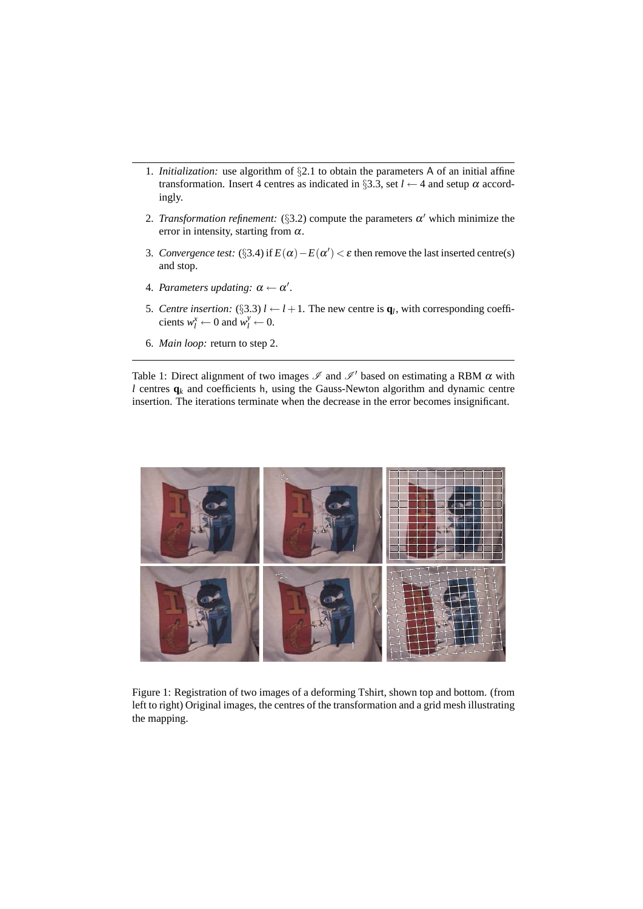1. *Initialization:* use algorithm of §2.1 to obtain the parameters A of an initial affine transformation. Insert 4 centres as indicated in §3.3, set $l \leftarrow 4$ and setup $\alpha$ accordingly.
2. *Transformation refinement:* (§3.2) compute the parameters $\alpha'$ which minimize the error in intensity, starting from $\alpha$.
3. *Convergence test:* (§3.4) if $E(\alpha) - E(\alpha') < \varepsilon$ then remove the last inserted centre(s) and stop.
4. *Parameters updating:* $\alpha \leftarrow \alpha'$.
5. *Centre insertion:* (§3.3) $l \leftarrow l + 1$. The new centre is $\mathbf{q}_l$, with corresponding coefficients $w_l^x \leftarrow 0$ and $w_l^y \leftarrow 0$.
6. *Main loop:* return to step 2.

Table 1: Direct alignment of two images $\mathscr{I}$ and $\mathscr{I}'$ based on estimating a RBM $\alpha$ with $l$ centres $\mathbf{q}_k$ and coefficients h, using the Gauss-Newton algorithm and dynamic centre insertion. The iterations terminate when the decrease in the error becomes insignificant.

Figure 1: Registration of two images of a deforming Tshirt, shown top and bottom. (from left to right) Original images, the centres of the transformation and a grid mesh illustrating the mapping.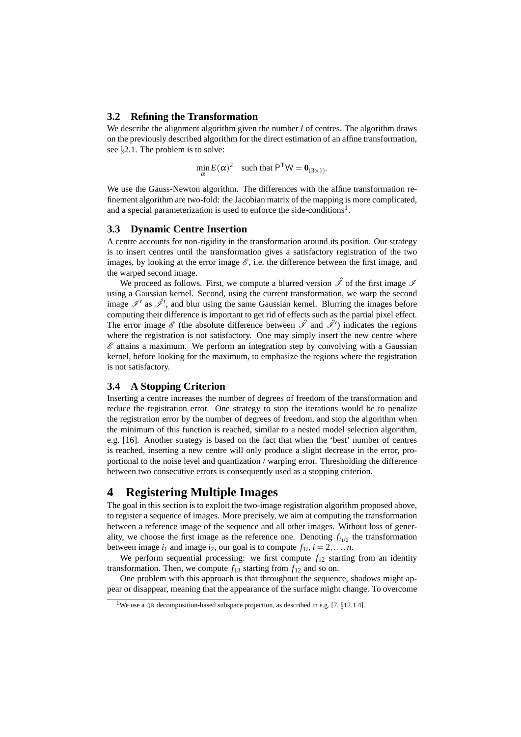### 3.2 Refining the Transformation

We describe the alignment algorithm given the number $l$ of centres. The algorithm draws on the previously described algorithm for the direct estimation of an affine transformation, see §2.1. The problem is to solve:

$$\min_{\alpha} E(\alpha)^2 \quad \text{such that } \mathsf{P}^\mathsf{T}\mathsf{W} = \mathbf{0}_{(3\times 1)}.$$

We use the Gauss-Newton algorithm. The differences with the affine transformation refinement algorithm are two-fold: the Jacobian matrix of the mapping is more complicated, and a special parameterization is used to enforce the side-conditions[1].

### 3.3 Dynamic Centre Insertion

A centre accounts for non-rigidity in the transformation around its position. Our strategy is to insert centres until the transformation gives a satisfactory registration of the two images, by looking at the error image $\mathscr{E}$, i.e. the difference between the first image, and the warped second image.

We proceed as follows. First, we compute a blurred version $\hat{\mathscr{I}}$ of the first image $\mathscr{I}$ using a Gaussian kernel. Second, using the current transformation, we warp the second image $\mathscr{I}'$ as $\hat{\mathscr{I}}'$, and blur using the same Gaussian kernel. Blurring the images before computing their difference is important to get rid of effects such as the partial pixel effect. The error image $\mathscr{E}$ (the absolute difference between $\hat{\mathscr{I}}$ and $\hat{\mathscr{I}}'$) indicates the regions where the registration is not satisfactory. One may simply insert the new centre where $\mathscr{E}$ attains a maximum. We perform an integration step by convolving with a Gaussian kernel, before looking for the maximum, to emphasize the regions where the registration is not satisfactory.

### 3.4 A Stopping Criterion

Inserting a centre increases the number of degrees of freedom of the transformation and reduce the registration error. One strategy to stop the iterations would be to penalize the registration error by the number of degrees of freedom, and stop the algorithm when the minimum of this function is reached, similar to a nested model selection algorithm, e.g. [16]. Another strategy is based on the fact that when the 'best' number of centres is reached, inserting a new centre will only produce a slight decrease in the error, proportional to the noise level and quantization / warping error. Thresholding the difference between two consecutive errors is consequently used as a stopping criterion.

## 4 Registering Multiple Images

The goal in this section is to exploit the two-image registration algorithm proposed above, to register a sequence of images. More precisely, we aim at computing the transformation between a reference image of the sequence and all other images. Without loss of generality, we choose the first image as the reference one. Denoting $f_{i_1 i_2}$ the transformation between image $i_1$ and image $i_2$, our goal is to compute $f_{1i}, i = 2, \ldots, n$.

We perform sequential processing: we first compute $f_{12}$ starting from an identity transformation. Then, we compute $f_{13}$ starting from $f_{12}$ and so on.

One problem with this approach is that throughout the sequence, shadows might appear or disappear, meaning that the appearance of the surface might change. To overcome

[1] We use a QR decomposition-based subspace projection, as described in e.g. [7, §12.1.4].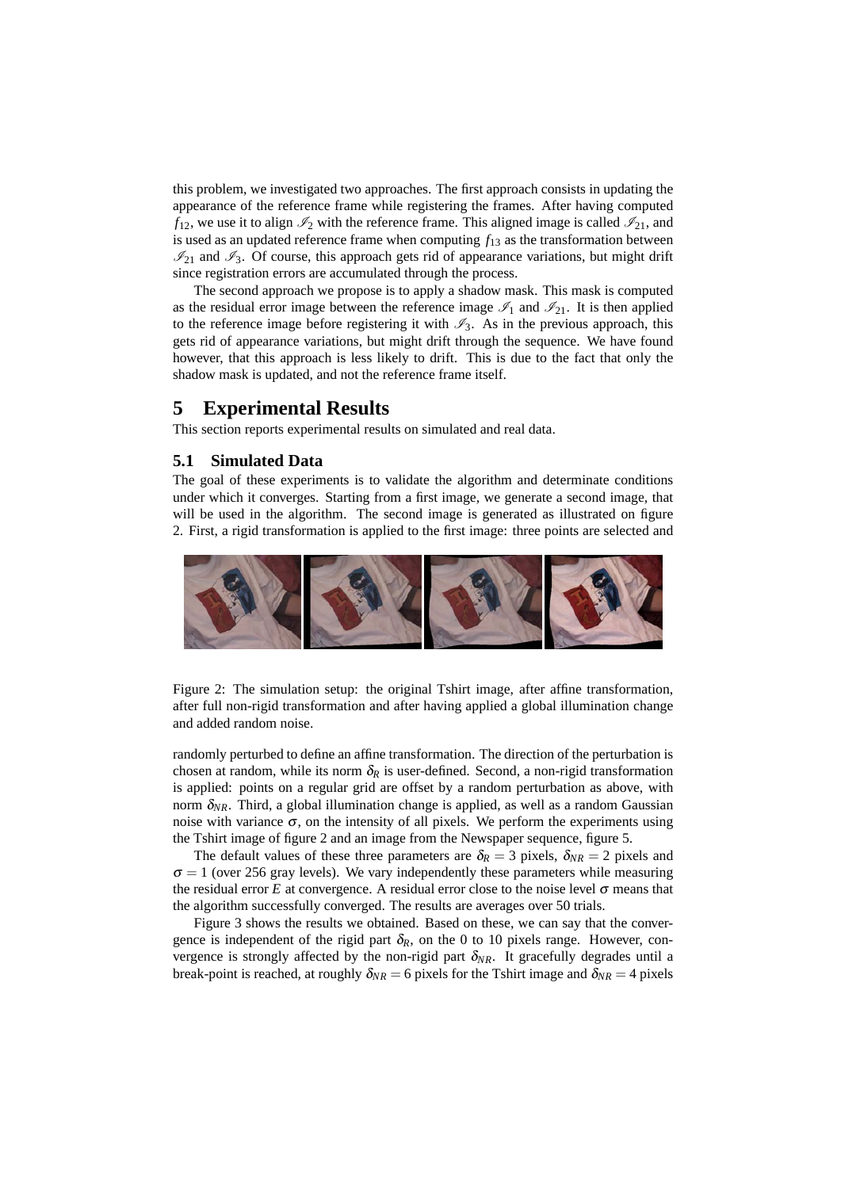this problem, we investigated two approaches. The first approach consists in updating the appearance of the reference frame while registering the frames. After having computed $f_{12}$, we use it to align $\mathscr{I}_2$ with the reference frame. This aligned image is called $\mathscr{I}_{21}$, and is used as an updated reference frame when computing $f_{13}$ as the transformation between $\mathscr{I}_{21}$ and $\mathscr{I}_3$. Of course, this approach gets rid of appearance variations, but might drift since registration errors are accumulated through the process.

The second approach we propose is to apply a shadow mask. This mask is computed as the residual error image between the reference image $\mathscr{I}_1$ and $\mathscr{I}_{21}$. It is then applied to the reference image before registering it with $\mathscr{I}_3$. As in the previous approach, this gets rid of appearance variations, but might drift through the sequence. We have found however, that this approach is less likely to drift. This is due to the fact that only the shadow mask is updated, and not the reference frame itself.

# 5 Experimental Results

This section reports experimental results on simulated and real data.

## 5.1 Simulated Data

The goal of these experiments is to validate the algorithm and determinate conditions under which it converges. Starting from a first image, we generate a second image, that will be used in the algorithm. The second image is generated as illustrated on figure 2. First, a rigid transformation is applied to the first image: three points are selected and

Figure 2: The simulation setup: the original Tshirt image, after affine transformation, after full non-rigid transformation and after having applied a global illumination change and added random noise.

randomly perturbed to define an affine transformation. The direction of the perturbation is chosen at random, while its norm $\delta_R$ is user-defined. Second, a non-rigid transformation is applied: points on a regular grid are offset by a random perturbation as above, with norm $\delta_{NR}$. Third, a global illumination change is applied, as well as a random Gaussian noise with variance $\sigma$, on the intensity of all pixels. We perform the experiments using the Tshirt image of figure 2 and an image from the Newspaper sequence, figure 5.

The default values of these three parameters are $\delta_R = 3$ pixels, $\delta_{NR} = 2$ pixels and $\sigma = 1$ (over 256 gray levels). We vary independently these parameters while measuring the residual error $E$ at convergence. A residual error close to the noise level $\sigma$ means that the algorithm successfully converged. The results are averages over 50 trials.

Figure 3 shows the results we obtained. Based on these, we can say that the convergence is independent of the rigid part $\delta_R$, on the 0 to 10 pixels range. However, convergence is strongly affected by the non-rigid part $\delta_{NR}$. It gracefully degrades until a break-point is reached, at roughly $\delta_{NR} = 6$ pixels for the Tshirt image and $\delta_{NR} = 4$ pixels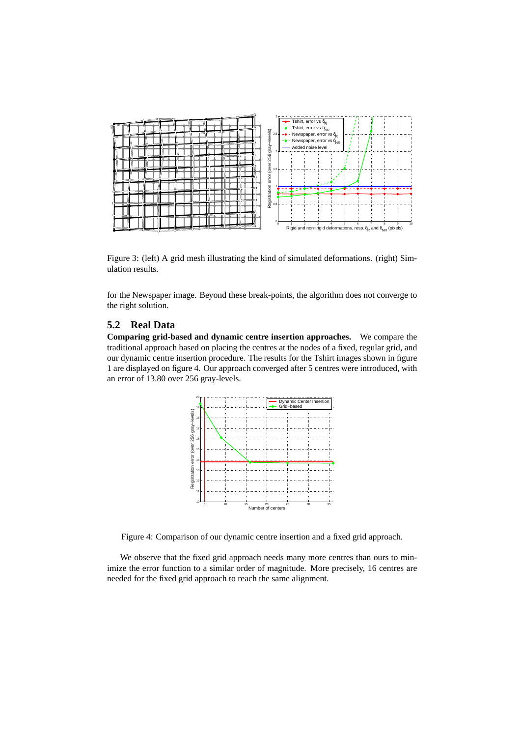Figure 3: (left) A grid mesh illustrating the kind of simulated deformations. (right) Simulation results.

for the Newspaper image. Beyond these break-points, the algorithm does not converge to the right solution.

## 5.2 Real Data

**Comparing grid-based and dynamic centre insertion approaches.** We compare the traditional approach based on placing the centres at the nodes of a fixed, regular grid, and our dynamic centre insertion procedure. The results for the Tshirt images shown in figure 1 are displayed on figure 4. Our approach converged after 5 centres were introduced, with an error of 13.80 over 256 gray-levels.

Figure 4: Comparison of our dynamic centre insertion and a fixed grid approach.

We observe that the fixed grid approach needs many more centres than ours to minimize the error function to a similar order of magnitude. More precisely, 16 centres are needed for the fixed grid approach to reach the same alignment.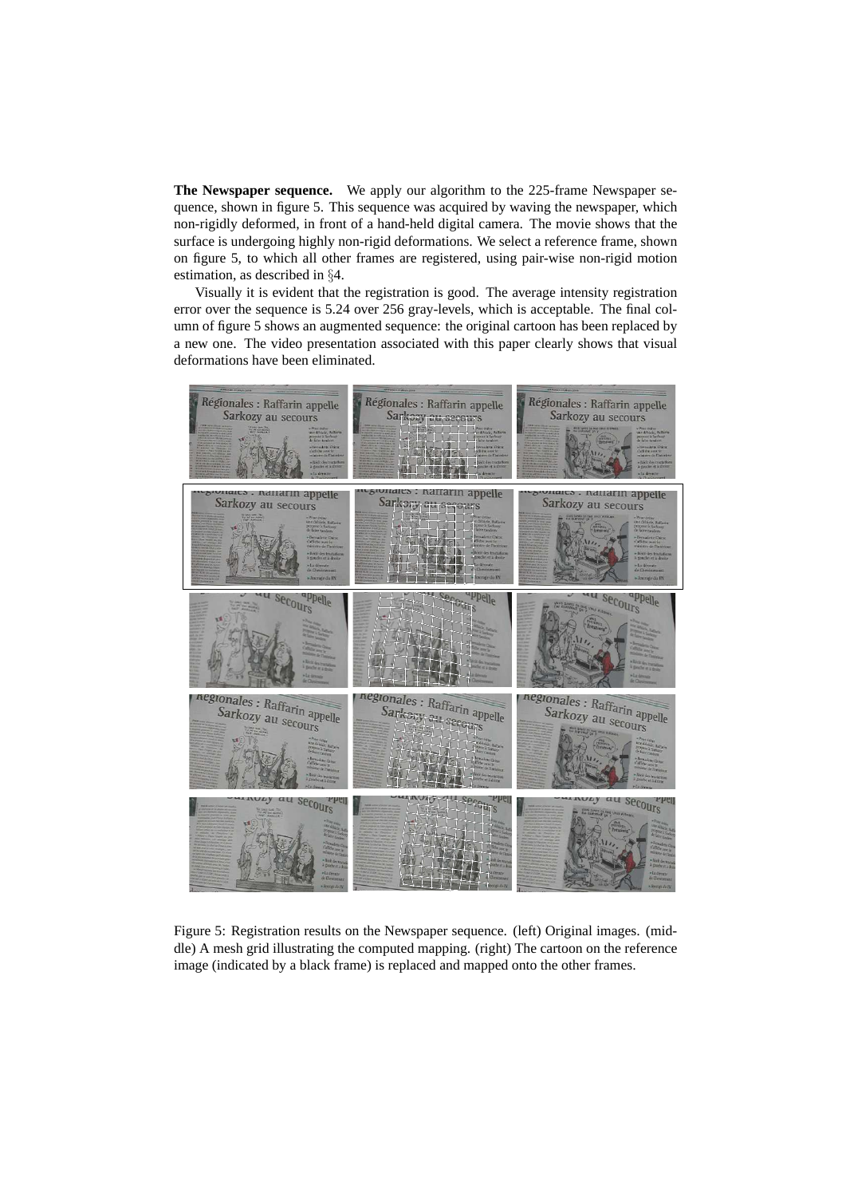**The Newspaper sequence.** We apply our algorithm to the 225-frame Newspaper sequence, shown in figure 5. This sequence was acquired by waving the newspaper, which non-rigidly deformed, in front of a hand-held digital camera. The movie shows that the surface is undergoing highly non-rigid deformations. We select a reference frame, shown on figure 5, to which all other frames are registered, using pair-wise non-rigid motion estimation, as described in §4.

Visually it is evident that the registration is good. The average intensity registration error over the sequence is 5.24 over 256 gray-levels, which is acceptable. The final column of figure 5 shows an augmented sequence: the original cartoon has been replaced by a new one. The video presentation associated with this paper clearly shows that visual deformations have been eliminated.

Figure 5: Registration results on the Newspaper sequence. (left) Original images. (middle) A mesh grid illustrating the computed mapping. (right) The cartoon on the reference image (indicated by a black frame) is replaced and mapped onto the other frames.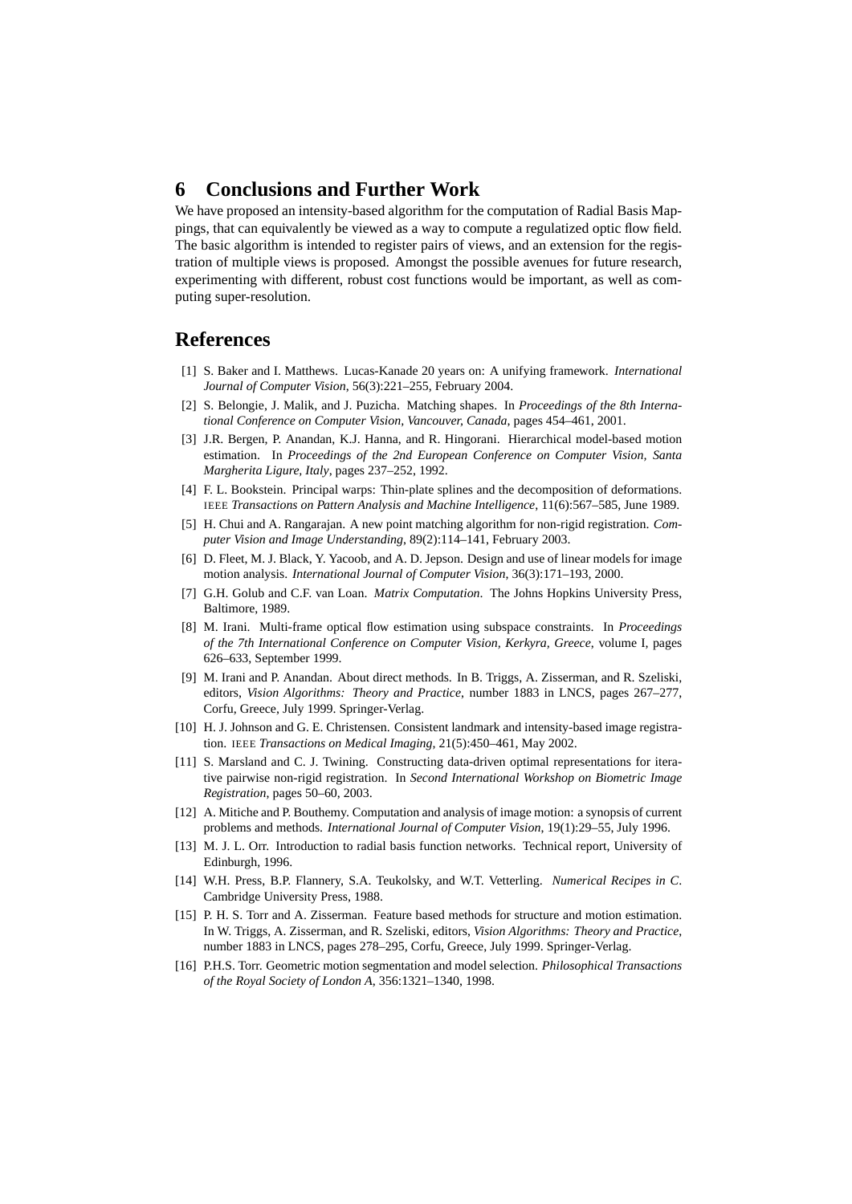## 6 Conclusions and Further Work

We have proposed an intensity-based algorithm for the computation of Radial Basis Mappings, that can equivalently be viewed as a way to compute a regularized optic flow field. The basic algorithm is intended to register pairs of views, and an extension for the registration of multiple views is proposed. Amongst the possible avenues for future research, experimenting with different, robust cost functions would be important, as well as computing super-resolution.

## References

[1] S. Baker and I. Matthews. Lucas-Kanade 20 years on: A unifying framework. *International Journal of Computer Vision*, 56(3):221–255, February 2004.

[2] S. Belongie, J. Malik, and J. Puzicha. Matching shapes. In *Proceedings of the 8th International Conference on Computer Vision, Vancouver, Canada*, pages 454–461, 2001.

[3] J.R. Bergen, P. Anandan, K.J. Hanna, and R. Hingorani. Hierarchical model-based motion estimation. In *Proceedings of the 2nd European Conference on Computer Vision, Santa Margherita Ligure, Italy*, pages 237–252, 1992.

[4] F. L. Bookstein. Principal warps: Thin-plate splines and the decomposition of deformations. IEEE *Transactions on Pattern Analysis and Machine Intelligence*, 11(6):567–585, June 1989.

[5] H. Chui and A. Rangarajan. A new point matching algorithm for non-rigid registration. *Computer Vision and Image Understanding*, 89(2):114–141, February 2003.

[6] D. Fleet, M. J. Black, Y. Yacoob, and A. D. Jepson. Design and use of linear models for image motion analysis. *International Journal of Computer Vision*, 36(3):171–193, 2000.

[7] G.H. Golub and C.F. van Loan. *Matrix Computation*. The Johns Hopkins University Press, Baltimore, 1989.

[8] M. Irani. Multi-frame optical flow estimation using subspace constraints. In *Proceedings of the 7th International Conference on Computer Vision, Kerkyra, Greece*, volume I, pages 626–633, September 1999.

[9] M. Irani and P. Anandan. About direct methods. In B. Triggs, A. Zisserman, and R. Szeliski, editors, *Vision Algorithms: Theory and Practice*, number 1883 in LNCS, pages 267–277, Corfu, Greece, July 1999. Springer-Verlag.

[10] H. J. Johnson and G. E. Christensen. Consistent landmark and intensity-based image registration. IEEE *Transactions on Medical Imaging*, 21(5):450–461, May 2002.

[11] S. Marsland and C. J. Twining. Constructing data-driven optimal representations for iterative pairwise non-rigid registration. In *Second International Workshop on Biometric Image Registration*, pages 50–60, 2003.

[12] A. Mitiche and P. Bouthemy. Computation and analysis of image motion: a synopsis of current problems and methods. *International Journal of Computer Vision*, 19(1):29–55, July 1996.

[13] M. J. L. Orr. Introduction to radial basis function networks. Technical report, University of Edinburgh, 1996.

[14] W.H. Press, B.P. Flannery, S.A. Teukolsky, and W.T. Vetterling. *Numerical Recipes in C*. Cambridge University Press, 1988.

[15] P. H. S. Torr and A. Zisserman. Feature based methods for structure and motion estimation. In W. Triggs, A. Zisserman, and R. Szeliski, editors, *Vision Algorithms: Theory and Practice*, number 1883 in LNCS, pages 278–295, Corfu, Greece, July 1999. Springer-Verlag.

[16] P.H.S. Torr. Geometric motion segmentation and model selection. *Philosophical Transactions of the Royal Society of London A*, 356:1321–1340, 1998.